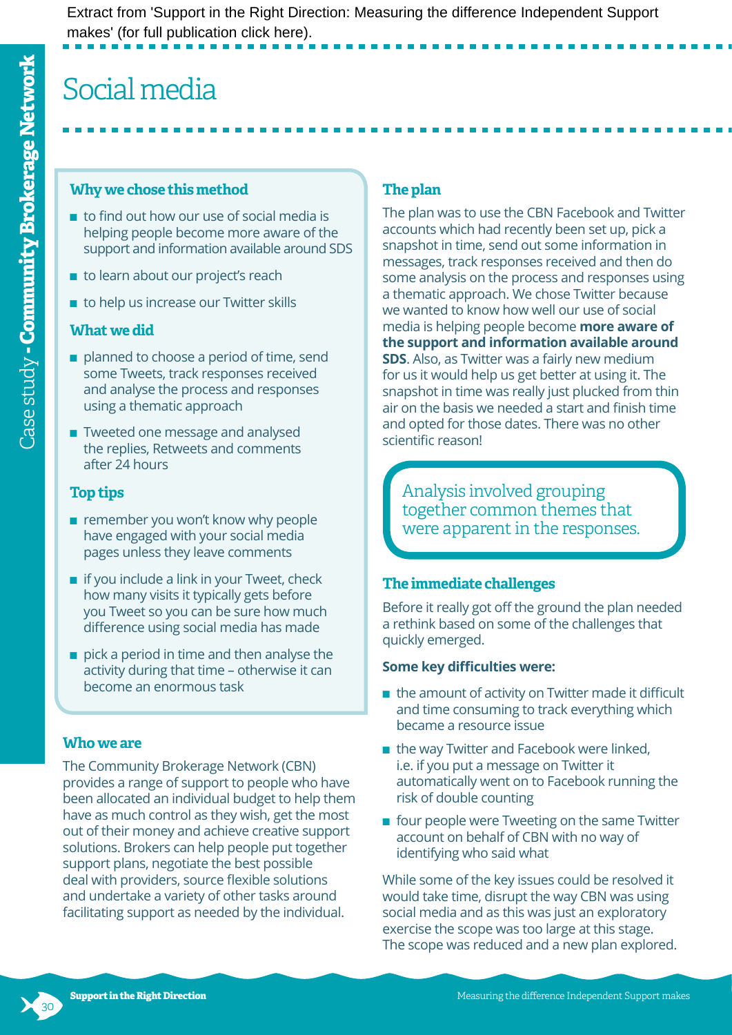Extract from 'Support in the Right Direction: Measuring the difference Independent Support makes' (for full publication click here).

Case study - **Community Brokerage Network**

# Social media

### Why we chose this method

- to find out how our use of social media is helping people become more aware of the support and information available around SDS
- to learn about our project's reach
- to help us increase our Twitter skills

### What we did

- planned to choose a period of time, send some Tweets, track responses received and analyse the process and responses using a thematic approach
- Tweeted one message and analysed the replies, Retweets and comments after 24 hours

### Top tips

- remember you won't know why people have engaged with your social media pages unless they leave comments
- if you include a link in your Tweet, check how many visits it typically gets before you Tweet so you can be sure how much difference using social media has made
- pick a period in time and then analyse the activity during that time – otherwise it can become an enormous task

## Who we are

The Community Brokerage Network (CBN) provides a range of support to people who have been allocated an individual budget to help them have as much control as they wish, get the most out of their money and achieve creative support solutions. Brokers can help people put together support plans, negotiate the best possible deal with providers, source flexible solutions and undertake a variety of other tasks around facilitating support as needed by the individual.

## The plan

The plan was to use the CBN Facebook and Twitter accounts which had recently been set up, pick a snapshot in time, send out some information in messages, track responses received and then do some analysis on the process and responses using a thematic approach. We chose Twitter because we wanted to know how well our use of social media is helping people become **more aware of the support and information available around SDS**. Also, as Twitter was a fairly new medium for us it would help us get better at using it. The snapshot in time was really just plucked from thin air on the basis we needed a start and finish time and opted for those dates. There was no other scientific reason!

> Analysis involved grouping together common themes that were apparent in the responses.

## The immediate challenges

Before it really got off the ground the plan needed a rethink based on some of the challenges that quickly emerged.

**Some key difficulties were:**

- the amount of activity on Twitter made it difficult and time consuming to track everything which became a resource issue
- the way Twitter and Facebook were linked, i.e. if you put a message on Twitter it automatically went on to Facebook running the risk of double counting
- four people were Tweeting on the same Twitter account on behalf of CBN with no way of identifying who said what

While some of the key issues could be resolved it would take time, disrupt the way CBN was using social media and as this was just an exploratory exercise the scope was too large at this stage. The scope was reduced and a new plan explored.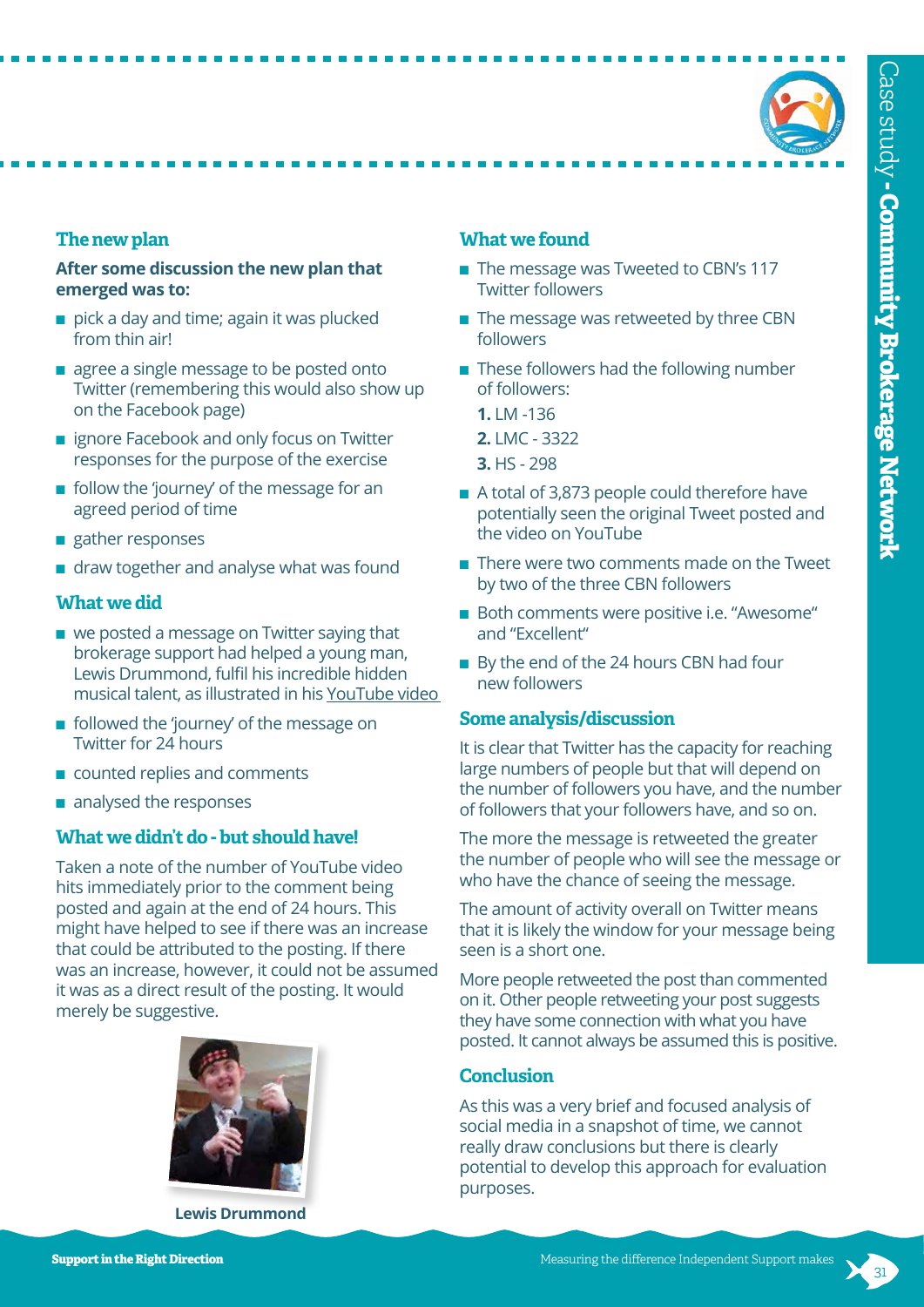## The new plan

**After some discussion the new plan that emerged was to:**

- pick a day and time; again it was plucked from thin air!
- agree a single message to be posted onto Twitter (remembering this would also show up on the Facebook page)
- ignore Facebook and only focus on Twitter responses for the purpose of the exercise
- follow the 'journey' of the message for an agreed period of time
- gather responses
- draw together and analyse what was found

## What we did

- we posted a message on Twitter saying that brokerage support had helped a young man, Lewis Drummond, fulfil his incredible hidden musical talent, as illustrated in his YouTube video
- followed the 'journey' of the message on Twitter for 24 hours
- counted replies and comments
- analysed the responses

## What we didn't do - but should have!

Taken a note of the number of YouTube video hits immediately prior to the comment being posted and again at the end of 24 hours. This might have helped to see if there was an increase that could be attributed to the posting. If there was an increase, however, it could not be assumed it was as a direct result of the posting. It would merely be suggestive.

Lewis Drummond

## What we found

- The message was Tweeted to CBN's 117 Twitter followers
- The message was retweeted by three CBN followers
- These followers had the following number of followers:
  1. LM -136
  2. LMC - 3322
  3. HS - 298
- A total of 3,873 people could therefore have potentially seen the original Tweet posted and the video on YouTube
- There were two comments made on the Tweet by two of the three CBN followers
- Both comments were positive i.e. "Awesome" and "Excellent"
- By the end of the 24 hours CBN had four new followers

## Some analysis/discussion

It is clear that Twitter has the capacity for reaching large numbers of people but that will depend on the number of followers you have, and the number of followers that your followers have, and so on.

The more the message is retweeted the greater the number of people who will see the message or who have the chance of seeing the message.

The amount of activity overall on Twitter means that it is likely the window for your message being seen is a short one.

More people retweeted the post than commented on it. Other people retweeting your post suggests they have some connection with what you have posted. It cannot always be assumed this is positive.

## Conclusion

As this was a very brief and focused analysis of social media in a snapshot of time, we cannot really draw conclusions but there is clearly potential to develop this approach for evaluation purposes.